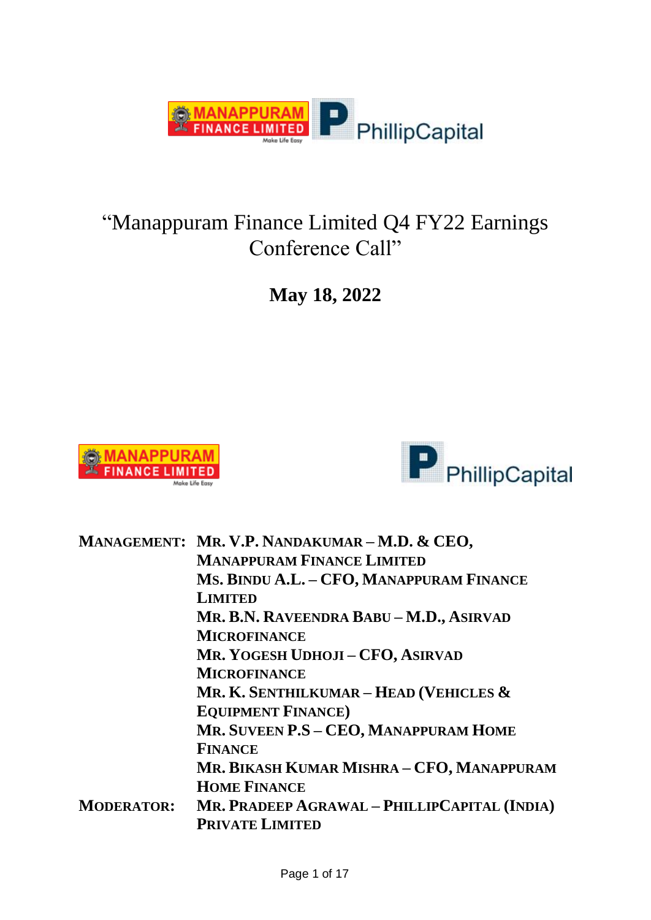# "Manappuram Finance Limited Q4 FY22 Earnings Conference Call"

**May 18, 2022**

| | |
|---|---|
| **MANAGEMENT:** | **MR. V.P. NANDAKUMAR – M.D. & CEO, MANAPPURAM FINANCE LIMITED** |
| | **MS. BINDU A.L. – CFO, MANAPPURAM FINANCE LIMITED** |
| | **MR. B.N. RAVEENDRA BABU – M.D., ASIRVAD MICROFINANCE** |
| | **MR. YOGESH UDHOJI – CFO, ASIRVAD MICROFINANCE** |
| | **MR. K. SENTHILKUMAR – HEAD (VEHICLES & EQUIPMENT FINANCE)** |
| | **MR. SUVEEN P.S – CEO, MANAPPURAM HOME FINANCE** |
| | **MR. BIKASH KUMAR MISHRA – CFO, MANAPPURAM HOME FINANCE** |
| **MODERATOR:** | **MR. PRADEEP AGRAWAL – PHILLIPCAPITAL (INDIA) PRIVATE LIMITED** |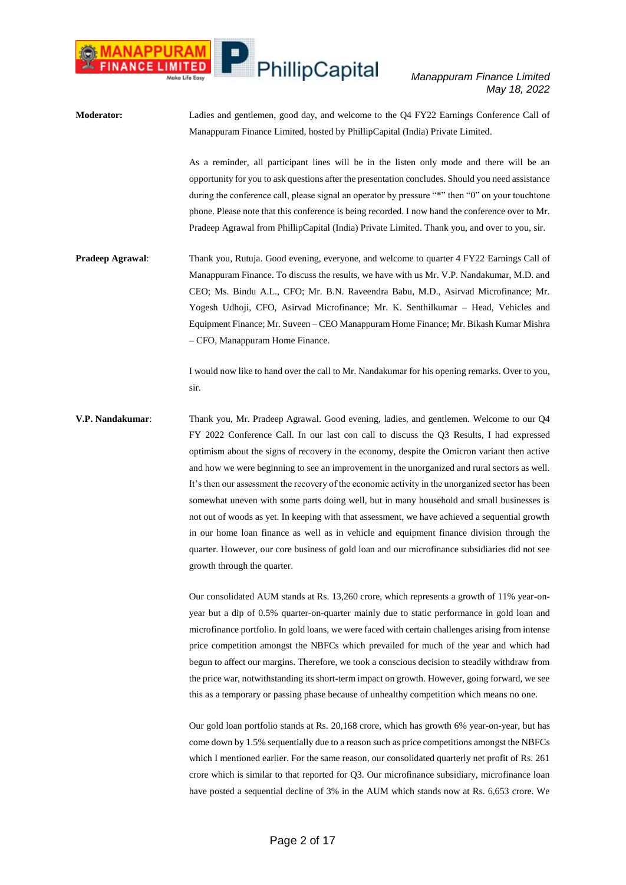**Moderator:** Ladies and gentlemen, good day, and welcome to the Q4 FY22 Earnings Conference Call of Manappuram Finance Limited, hosted by PhillipCapital (India) Private Limited.

As a reminder, all participant lines will be in the listen only mode and there will be an opportunity for you to ask questions after the presentation concludes. Should you need assistance during the conference call, please signal an operator by pressure "*" then "0" on your touchtone phone. Please note that this conference is being recorded. I now hand the conference over to Mr. Pradeep Agrawal from PhillipCapital (India) Private Limited. Thank you, and over to you, sir.

**Pradeep Agrawal**: Thank you, Rutuja. Good evening, everyone, and welcome to quarter 4 FY22 Earnings Call of Manappuram Finance. To discuss the results, we have with us Mr. V.P. Nandakumar, M.D. and CEO; Ms. Bindu A.L., CFO; Mr. B.N. Raveendra Babu, M.D., Asirvad Microfinance; Mr. Yogesh Udhoji, CFO, Asirvad Microfinance; Mr. K. Senthilkumar – Head, Vehicles and Equipment Finance; Mr. Suveen – CEO Manappuram Home Finance; Mr. Bikash Kumar Mishra – CFO, Manappuram Home Finance.

I would now like to hand over the call to Mr. Nandakumar for his opening remarks. Over to you, sir.

**V.P. Nandakumar**: Thank you, Mr. Pradeep Agrawal. Good evening, ladies, and gentlemen. Welcome to our Q4 FY 2022 Conference Call. In our last con call to discuss the Q3 Results, I had expressed optimism about the signs of recovery in the economy, despite the Omicron variant then active and how we were beginning to see an improvement in the unorganized and rural sectors as well. It's then our assessment the recovery of the economic activity in the unorganized sector has been somewhat uneven with some parts doing well, but in many household and small businesses is not out of woods as yet. In keeping with that assessment, we have achieved a sequential growth in our home loan finance as well as in vehicle and equipment finance division through the quarter. However, our core business of gold loan and our microfinance subsidiaries did not see growth through the quarter.

Our consolidated AUM stands at Rs. 13,260 crore, which represents a growth of 11% year-on-year but a dip of 0.5% quarter-on-quarter mainly due to static performance in gold loan and microfinance portfolio. In gold loans, we were faced with certain challenges arising from intense price competition amongst the NBFCs which prevailed for much of the year and which had begun to affect our margins. Therefore, we took a conscious decision to steadily withdraw from the price war, notwithstanding its short-term impact on growth. However, going forward, we see this as a temporary or passing phase because of unhealthy competition which means no one.

Our gold loan portfolio stands at Rs. 20,168 crore, which has growth 6% year-on-year, but has come down by 1.5% sequentially due to a reason such as price competitions amongst the NBFCs which I mentioned earlier. For the same reason, our consolidated quarterly net profit of Rs. 261 crore which is similar to that reported for Q3. Our microfinance subsidiary, microfinance loan have posted a sequential decline of 3% in the AUM which stands now at Rs. 6,653 crore. We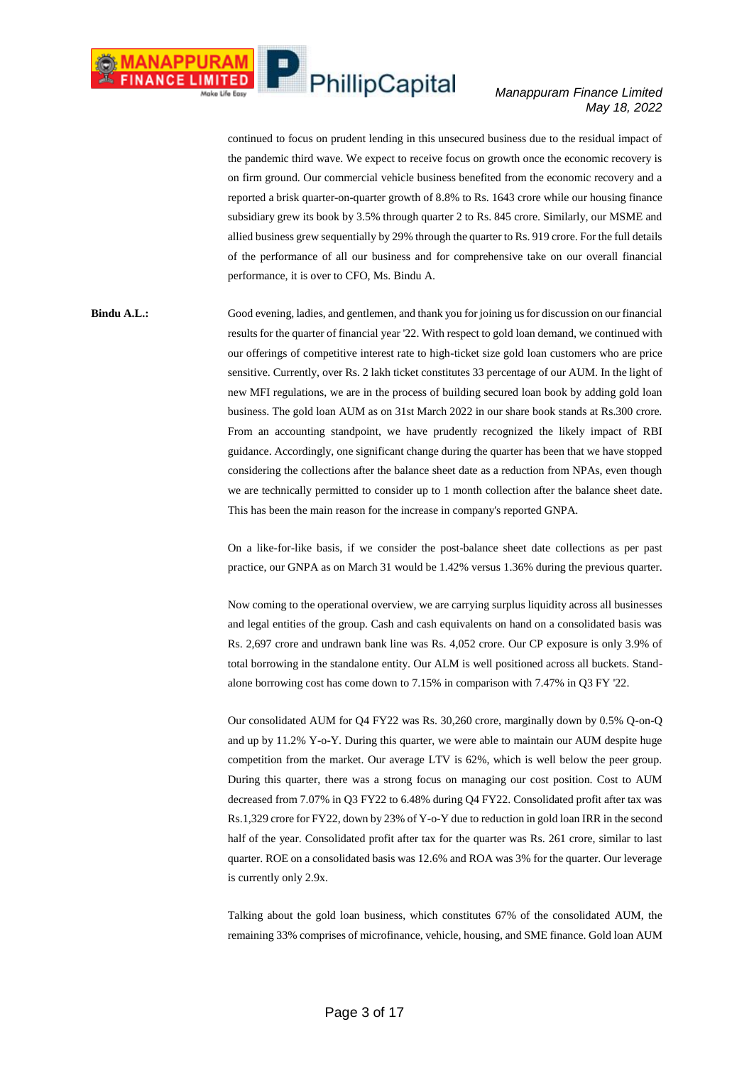continued to focus on prudent lending in this unsecured business due to the residual impact of the pandemic third wave. We expect to receive focus on growth once the economic recovery is on firm ground. Our commercial vehicle business benefited from the economic recovery and a reported a brisk quarter-on-quarter growth of 8.8% to Rs. 1643 crore while our housing finance subsidiary grew its book by 3.5% through quarter 2 to Rs. 845 crore. Similarly, our MSME and allied business grew sequentially by 29% through the quarter to Rs. 919 crore. For the full details of the performance of all our business and for comprehensive take on our overall financial performance, it is over to CFO, Ms. Bindu A.

**Bindu A.L.:** Good evening, ladies, and gentlemen, and thank you for joining us for discussion on our financial results for the quarter of financial year '22. With respect to gold loan demand, we continued with our offerings of competitive interest rate to high-ticket size gold loan customers who are price sensitive. Currently, over Rs. 2 lakh ticket constitutes 33 percentage of our AUM. In the light of new MFI regulations, we are in the process of building secured loan book by adding gold loan business. The gold loan AUM as on 31st March 2022 in our share book stands at Rs.300 crore. From an accounting standpoint, we have prudently recognized the likely impact of RBI guidance. Accordingly, one significant change during the quarter has been that we have stopped considering the collections after the balance sheet date as a reduction from NPAs, even though we are technically permitted to consider up to 1 month collection after the balance sheet date. This has been the main reason for the increase in company's reported GNPA.

On a like-for-like basis, if we consider the post-balance sheet date collections as per past practice, our GNPA as on March 31 would be 1.42% versus 1.36% during the previous quarter.

Now coming to the operational overview, we are carrying surplus liquidity across all businesses and legal entities of the group. Cash and cash equivalents on hand on a consolidated basis was Rs. 2,697 crore and undrawn bank line was Rs. 4,052 crore. Our CP exposure is only 3.9% of total borrowing in the standalone entity. Our ALM is well positioned across all buckets. Stand-alone borrowing cost has come down to 7.15% in comparison with 7.47% in Q3 FY '22.

Our consolidated AUM for Q4 FY22 was Rs. 30,260 crore, marginally down by 0.5% Q-on-Q and up by 11.2% Y-o-Y. During this quarter, we were able to maintain our AUM despite huge competition from the market. Our average LTV is 62%, which is well below the peer group. During this quarter, there was a strong focus on managing our cost position. Cost to AUM decreased from 7.07% in Q3 FY22 to 6.48% during Q4 FY22. Consolidated profit after tax was Rs.1,329 crore for FY22, down by 23% of Y-o-Y due to reduction in gold loan IRR in the second half of the year. Consolidated profit after tax for the quarter was Rs. 261 crore, similar to last quarter. ROE on a consolidated basis was 12.6% and ROA was 3% for the quarter. Our leverage is currently only 2.9x.

Talking about the gold loan business, which constitutes 67% of the consolidated AUM, the remaining 33% comprises of microfinance, vehicle, housing, and SME finance. Gold loan AUM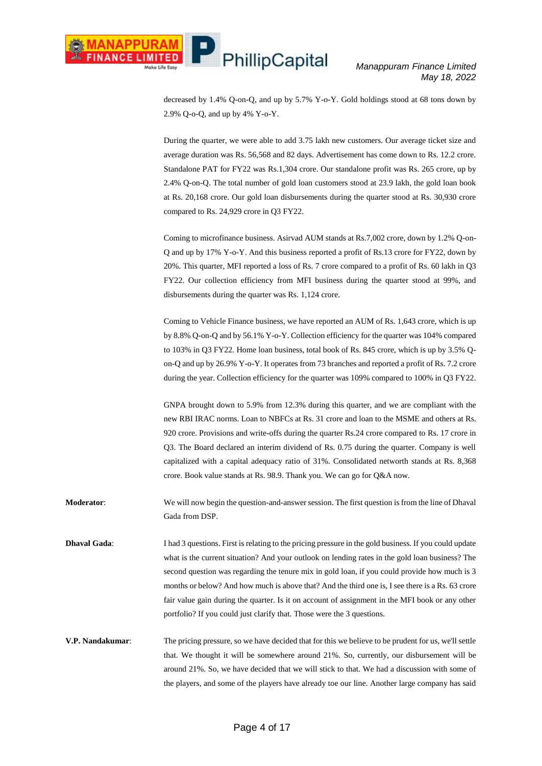decreased by 1.4% Q-on-Q, and up by 5.7% Y-o-Y. Gold holdings stood at 68 tons down by 2.9% Q-o-Q, and up by 4% Y-o-Y.

During the quarter, we were able to add 3.75 lakh new customers. Our average ticket size and average duration was Rs. 56,568 and 82 days. Advertisement has come down to Rs. 12.2 crore. Standalone PAT for FY22 was Rs.1,304 crore. Our standalone profit was Rs. 265 crore, up by 2.4% Q-on-Q. The total number of gold loan customers stood at 23.9 lakh, the gold loan book at Rs. 20,168 crore. Our gold loan disbursements during the quarter stood at Rs. 30,930 crore compared to Rs. 24,929 crore in Q3 FY22.

Coming to microfinance business. Asirvad AUM stands at Rs.7,002 crore, down by 1.2% Q-on-Q and up by 17% Y-o-Y. And this business reported a profit of Rs.13 crore for FY22, down by 20%. This quarter, MFI reported a loss of Rs. 7 crore compared to a profit of Rs. 60 lakh in Q3 FY22. Our collection efficiency from MFI business during the quarter stood at 99%, and disbursements during the quarter was Rs. 1,124 crore.

Coming to Vehicle Finance business, we have reported an AUM of Rs. 1,643 crore, which is up by 8.8% Q-on-Q and by 56.1% Y-o-Y. Collection efficiency for the quarter was 104% compared to 103% in Q3 FY22. Home loan business, total book of Rs. 845 crore, which is up by 3.5% Q-on-Q and up by 26.9% Y-o-Y. It operates from 73 branches and reported a profit of Rs. 7.2 crore during the year. Collection efficiency for the quarter was 109% compared to 100% in Q3 FY22.

GNPA brought down to 5.9% from 12.3% during this quarter, and we are compliant with the new RBI IRAC norms. Loan to NBFCs at Rs. 31 crore and loan to the MSME and others at Rs. 920 crore. Provisions and write-offs during the quarter Rs.24 crore compared to Rs. 17 crore in Q3. The Board declared an interim dividend of Rs. 0.75 during the quarter. Company is well capitalized with a capital adequacy ratio of 31%. Consolidated networth stands at Rs. 8,368 crore. Book value stands at Rs. 98.9. Thank you. We can go for Q&A now.

**Moderator**: We will now begin the question-and-answer session. The first question is from the line of Dhaval Gada from DSP.

**Dhaval Gada**: I had 3 questions. First is relating to the pricing pressure in the gold business. If you could update what is the current situation? And your outlook on lending rates in the gold loan business? The second question was regarding the tenure mix in gold loan, if you could provide how much is 3 months or below? And how much is above that? And the third one is, I see there is a Rs. 63 crore fair value gain during the quarter. Is it on account of assignment in the MFI book or any other portfolio? If you could just clarify that. Those were the 3 questions.

**V.P. Nandakumar**: The pricing pressure, so we have decided that for this we believe to be prudent for us, we'll settle that. We thought it will be somewhere around 21%. So, currently, our disbursement will be around 21%. So, we have decided that we will stick to that. We had a discussion with some of the players, and some of the players have already toe our line. Another large company has said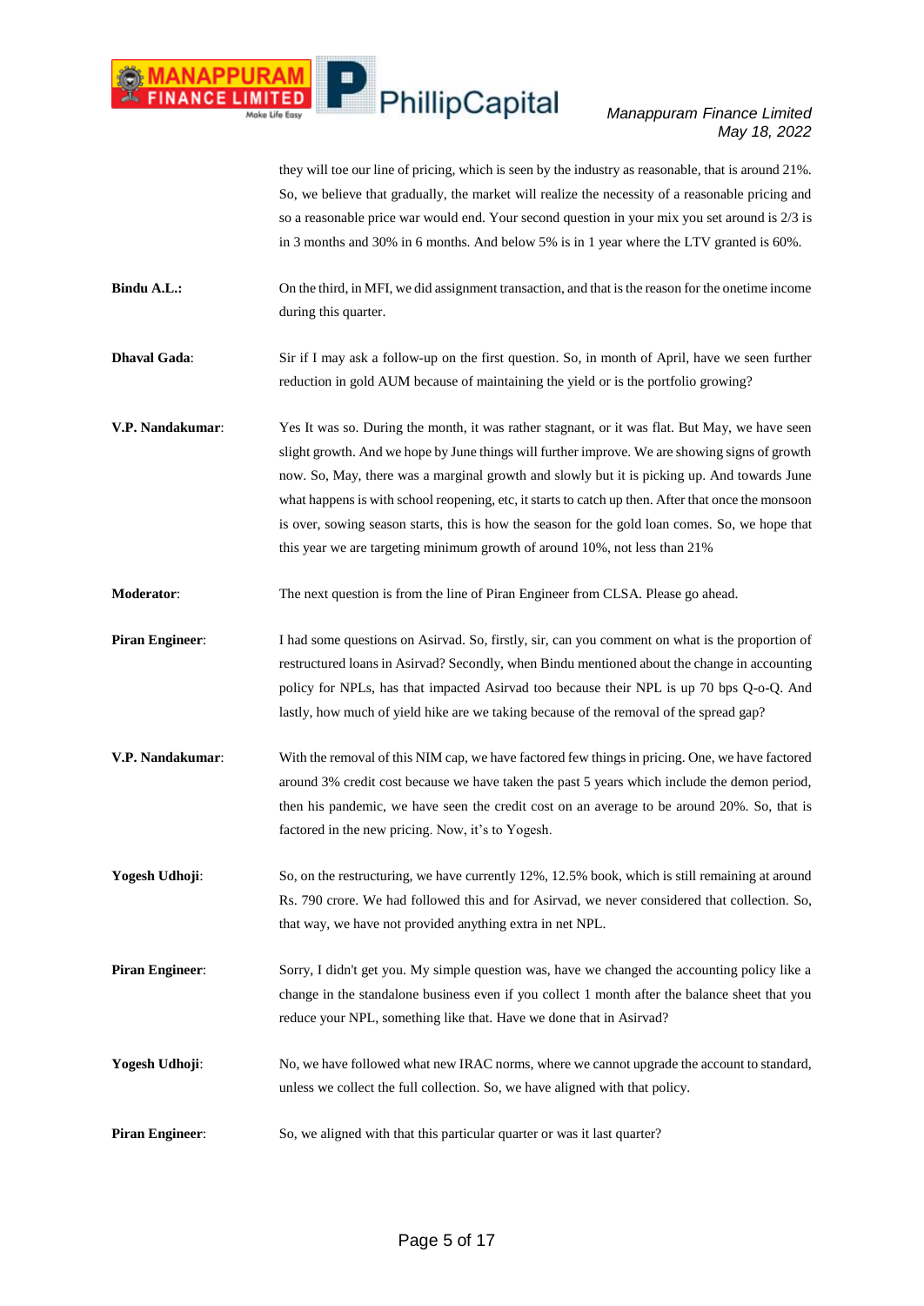they will toe our line of pricing, which is seen by the industry as reasonable, that is around 21%. So, we believe that gradually, the market will realize the necessity of a reasonable pricing and so a reasonable price war would end. Your second question in your mix you set around is 2/3 is in 3 months and 30% in 6 months. And below 5% is in 1 year where the LTV granted is 60%.

**Bindu A.L.:** On the third, in MFI, we did assignment transaction, and that is the reason for the onetime income during this quarter.

**Dhaval Gada:** Sir if I may ask a follow-up on the first question. So, in month of April, have we seen further reduction in gold AUM because of maintaining the yield or is the portfolio growing?

**V.P. Nandakumar:** Yes It was so. During the month, it was rather stagnant, or it was flat. But May, we have seen slight growth. And we hope by June things will further improve. We are showing signs of growth now. So, May, there was a marginal growth and slowly but it is picking up. And towards June what happens is with school reopening, etc, it starts to catch up then. After that once the monsoon is over, sowing season starts, this is how the season for the gold loan comes. So, we hope that this year we are targeting minimum growth of around 10%, not less than 21%

**Moderator:** The next question is from the line of Piran Engineer from CLSA. Please go ahead.

**Piran Engineer:** I had some questions on Asirvad. So, firstly, sir, can you comment on what is the proportion of restructured loans in Asirvad? Secondly, when Bindu mentioned about the change in accounting policy for NPLs, has that impacted Asirvad too because their NPL is up 70 bps Q-o-Q. And lastly, how much of yield hike are we taking because of the removal of the spread gap?

**V.P. Nandakumar:** With the removal of this NIM cap, we have factored few things in pricing. One, we have factored around 3% credit cost because we have taken the past 5 years which include the demon period, then his pandemic, we have seen the credit cost on an average to be around 20%. So, that is factored in the new pricing. Now, it's to Yogesh.

**Yogesh Udhoji:** So, on the restructuring, we have currently 12%, 12.5% book, which is still remaining at around Rs. 790 crore. We had followed this and for Asirvad, we never considered that collection. So, that way, we have not provided anything extra in net NPL.

**Piran Engineer:** Sorry, I didn't get you. My simple question was, have we changed the accounting policy like a change in the standalone business even if you collect 1 month after the balance sheet that you reduce your NPL, something like that. Have we done that in Asirvad?

**Yogesh Udhoji:** No, we have followed what new IRAC norms, where we cannot upgrade the account to standard, unless we collect the full collection. So, we have aligned with that policy.

**Piran Engineer:** So, we aligned with that this particular quarter or was it last quarter?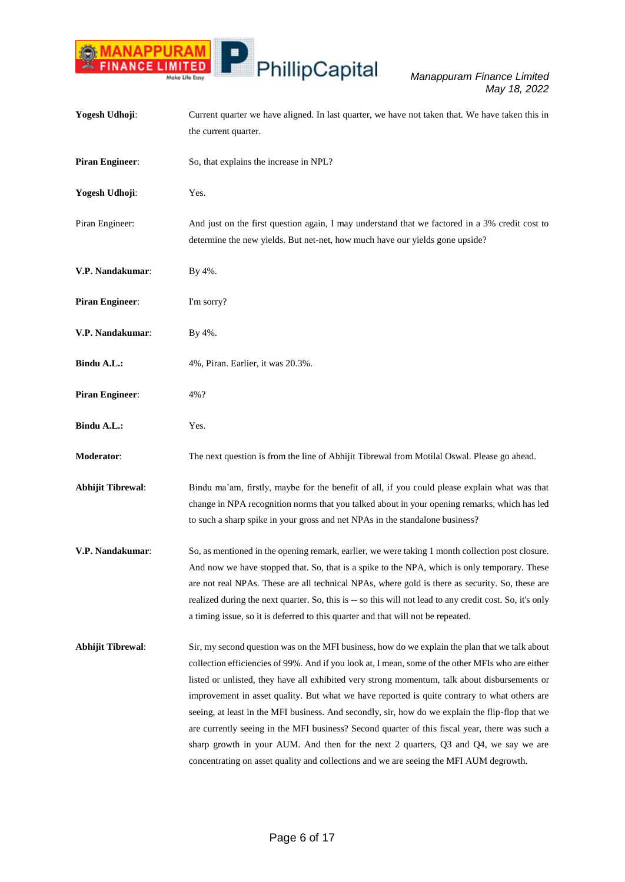**Yogesh Udhoji**: Current quarter we have aligned. In last quarter, we have not taken that. We have taken this in the current quarter.

**Piran Engineer**: So, that explains the increase in NPL?

**Yogesh Udhoji**: Yes.

Piran Engineer: And just on the first question again, I may understand that we factored in a 3% credit cost to determine the new yields. But net-net, how much have our yields gone upside?

**V.P. Nandakumar**: By 4%.

**Piran Engineer**: I'm sorry?

**V.P. Nandakumar**: By 4%.

**Bindu A.L.:** 4%, Piran. Earlier, it was 20.3%.

**Piran Engineer**: 4%?

**Bindu A.L.:** Yes.

**Moderator**: The next question is from the line of Abhijit Tibrewal from Motilal Oswal. Please go ahead.

**Abhijit Tibrewal**: Bindu ma'am, firstly, maybe for the benefit of all, if you could please explain what was that change in NPA recognition norms that you talked about in your opening remarks, which has led to such a sharp spike in your gross and net NPAs in the standalone business?

**V.P. Nandakumar**: So, as mentioned in the opening remark, earlier, we were taking 1 month collection post closure. And now we have stopped that. So, that is a spike to the NPA, which is only temporary. These are not real NPAs. These are all technical NPAs, where gold is there as security. So, these are realized during the next quarter. So, this is -- so this will not lead to any credit cost. So, it's only a timing issue, so it is deferred to this quarter and that will not be repeated.

**Abhijit Tibrewal**: Sir, my second question was on the MFI business, how do we explain the plan that we talk about collection efficiencies of 99%. And if you look at, I mean, some of the other MFIs who are either listed or unlisted, they have all exhibited very strong momentum, talk about disbursements or improvement in asset quality. But what we have reported is quite contrary to what others are seeing, at least in the MFI business. And secondly, sir, how do we explain the flip-flop that we are currently seeing in the MFI business? Second quarter of this fiscal year, there was such a sharp growth in your AUM. And then for the next 2 quarters, Q3 and Q4, we say we are concentrating on asset quality and collections and we are seeing the MFI AUM degrowth.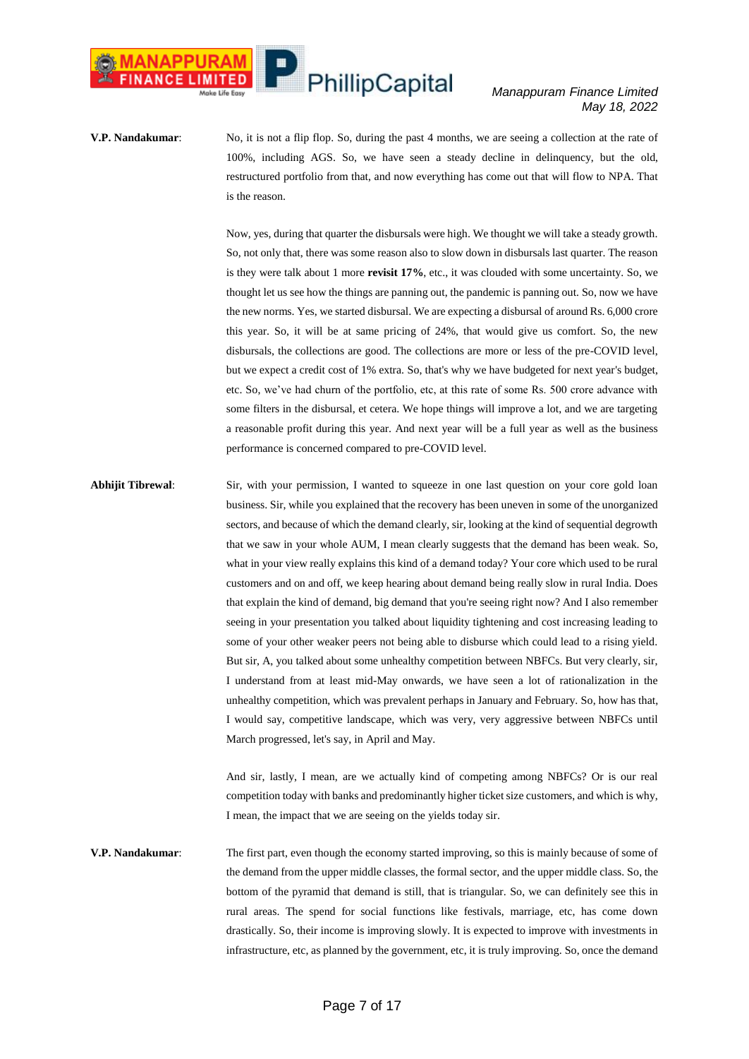**V.P. Nandakumar**: No, it is not a flip flop. So, during the past 4 months, we are seeing a collection at the rate of 100%, including AGS. So, we have seen a steady decline in delinquency, but the old, restructured portfolio from that, and now everything has come out that will flow to NPA. That is the reason.

Now, yes, during that quarter the disbursals were high. We thought we will take a steady growth. So, not only that, there was some reason also to slow down in disbursals last quarter. The reason is they were talk about 1 more **revisit 17%**, etc., it was clouded with some uncertainty. So, we thought let us see how the things are panning out, the pandemic is panning out. So, now we have the new norms. Yes, we started disbursal. We are expecting a disbursal of around Rs. 6,000 crore this year. So, it will be at same pricing of 24%, that would give us comfort. So, the new disbursals, the collections are good. The collections are more or less of the pre-COVID level, but we expect a credit cost of 1% extra. So, that's why we have budgeted for next year's budget, etc. So, we've had churn of the portfolio, etc, at this rate of some Rs. 500 crore advance with some filters in the disbursal, et cetera. We hope things will improve a lot, and we are targeting a reasonable profit during this year. And next year will be a full year as well as the business performance is concerned compared to pre-COVID level.

**Abhijit Tibrewal**: Sir, with your permission, I wanted to squeeze in one last question on your core gold loan business. Sir, while you explained that the recovery has been uneven in some of the unorganized sectors, and because of which the demand clearly, sir, looking at the kind of sequential degrowth that we saw in your whole AUM, I mean clearly suggests that the demand has been weak. So, what in your view really explains this kind of a demand today? Your core which used to be rural customers and on and off, we keep hearing about demand being really slow in rural India. Does that explain the kind of demand, big demand that you're seeing right now? And I also remember seeing in your presentation you talked about liquidity tightening and cost increasing leading to some of your other weaker peers not being able to disburse which could lead to a rising yield. But sir, A, you talked about some unhealthy competition between NBFCs. But very clearly, sir, I understand from at least mid-May onwards, we have seen a lot of rationalization in the unhealthy competition, which was prevalent perhaps in January and February. So, how has that, I would say, competitive landscape, which was very, very aggressive between NBFCs until March progressed, let's say, in April and May.

And sir, lastly, I mean, are we actually kind of competing among NBFCs? Or is our real competition today with banks and predominantly higher ticket size customers, and which is why, I mean, the impact that we are seeing on the yields today sir.

**V.P. Nandakumar**: The first part, even though the economy started improving, so this is mainly because of some of the demand from the upper middle classes, the formal sector, and the upper middle class. So, the bottom of the pyramid that demand is still, that is triangular. So, we can definitely see this in rural areas. The spend for social functions like festivals, marriage, etc, has come down drastically. So, their income is improving slowly. It is expected to improve with investments in infrastructure, etc, as planned by the government, etc, it is truly improving. So, once the demand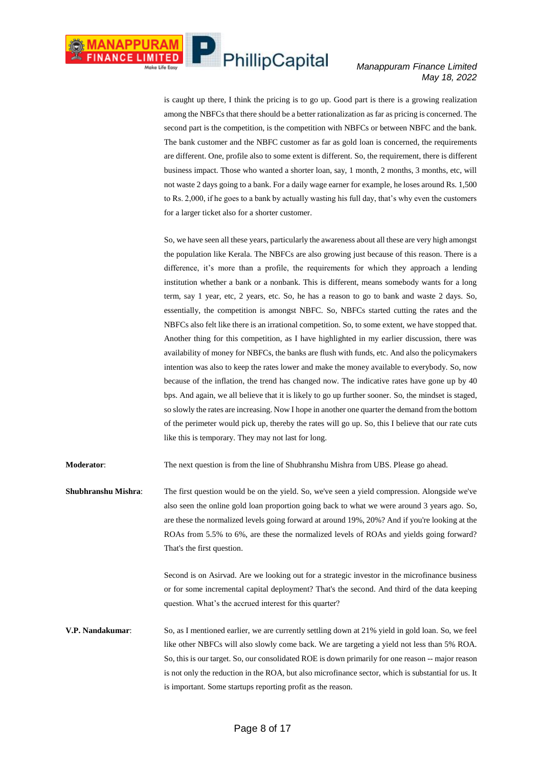is caught up there, I think the pricing is to go up. Good part is there is a growing realization among the NBFCs that there should be a better rationalization as far as pricing is concerned. The second part is the competition, is the competition with NBFCs or between NBFC and the bank. The bank customer and the NBFC customer as far as gold loan is concerned, the requirements are different. One, profile also to some extent is different. So, the requirement, there is different business impact. Those who wanted a shorter loan, say, 1 month, 2 months, 3 months, etc, will not waste 2 days going to a bank. For a daily wage earner for example, he loses around Rs. 1,500 to Rs. 2,000, if he goes to a bank by actually wasting his full day, that's why even the customers for a larger ticket also for a shorter customer.

So, we have seen all these years, particularly the awareness about all these are very high amongst the population like Kerala. The NBFCs are also growing just because of this reason. There is a difference, it's more than a profile, the requirements for which they approach a lending institution whether a bank or a nonbank. This is different, means somebody wants for a long term, say 1 year, etc, 2 years, etc. So, he has a reason to go to bank and waste 2 days. So, essentially, the competition is amongst NBFC. So, NBFCs started cutting the rates and the NBFCs also felt like there is an irrational competition. So, to some extent, we have stopped that. Another thing for this competition, as I have highlighted in my earlier discussion, there was availability of money for NBFCs, the banks are flush with funds, etc. And also the policymakers intention was also to keep the rates lower and make the money available to everybody. So, now because of the inflation, the trend has changed now. The indicative rates have gone up by 40 bps. And again, we all believe that it is likely to go up further sooner. So, the mindset is staged, so slowly the rates are increasing. Now I hope in another one quarter the demand from the bottom of the perimeter would pick up, thereby the rates will go up. So, this I believe that our rate cuts like this is temporary. They may not last for long.

**Moderator**: The next question is from the line of Shubhranshu Mishra from UBS. Please go ahead.

**Shubhranshu Mishra**: The first question would be on the yield. So, we've seen a yield compression. Alongside we've also seen the online gold loan proportion going back to what we were around 3 years ago. So, are these the normalized levels going forward at around 19%, 20%? And if you're looking at the ROAs from 5.5% to 6%, are these the normalized levels of ROAs and yields going forward? That's the first question.

Second is on Asirvad. Are we looking out for a strategic investor in the microfinance business or for some incremental capital deployment? That's the second. And third of the data keeping question. What's the accrued interest for this quarter?

**V.P. Nandakumar**: So, as I mentioned earlier, we are currently settling down at 21% yield in gold loan. So, we feel like other NBFCs will also slowly come back. We are targeting a yield not less than 5% ROA. So, this is our target. So, our consolidated ROE is down primarily for one reason -- major reason is not only the reduction in the ROA, but also microfinance sector, which is substantial for us. It is important. Some startups reporting profit as the reason.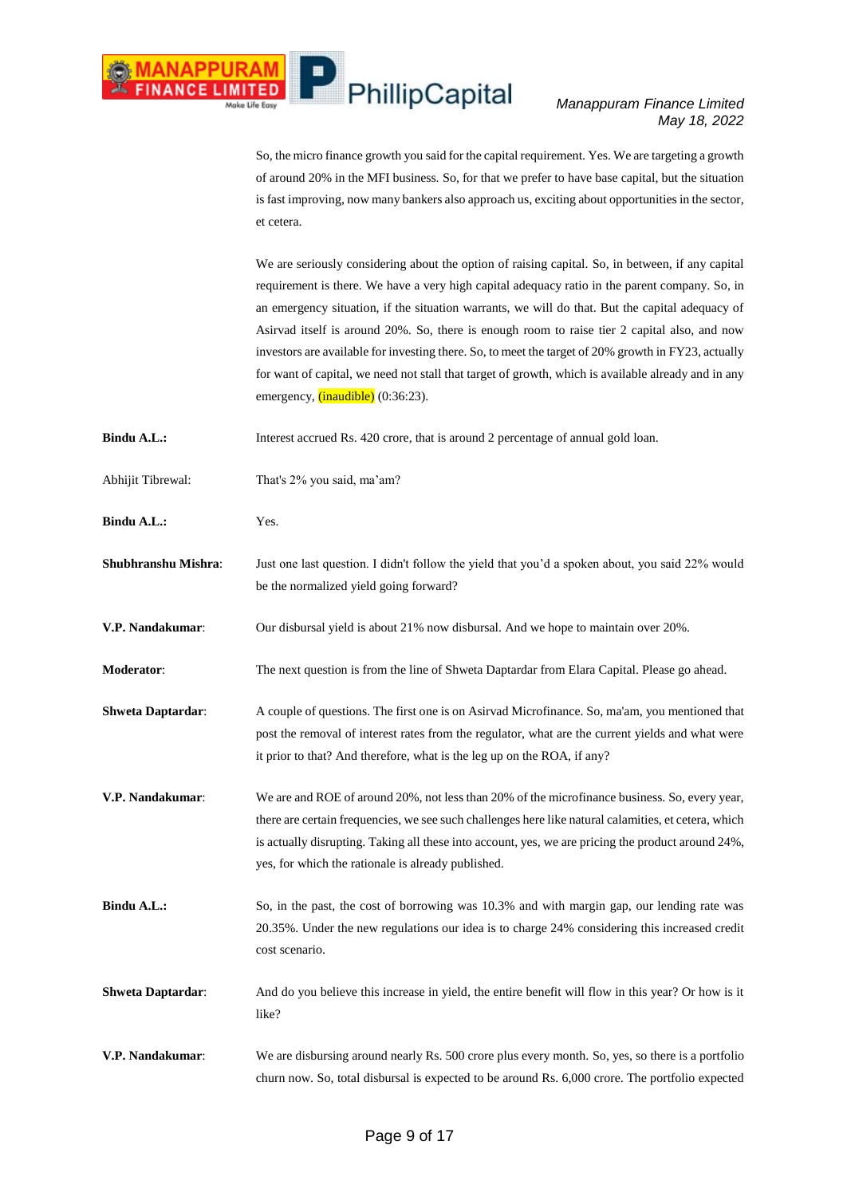So, the micro finance growth you said for the capital requirement. Yes. We are targeting a growth of around 20% in the MFI business. So, for that we prefer to have base capital, but the situation is fast improving, now many bankers also approach us, exciting about opportunities in the sector, et cetera.

We are seriously considering about the option of raising capital. So, in between, if any capital requirement is there. We have a very high capital adequacy ratio in the parent company. So, in an emergency situation, if the situation warrants, we will do that. But the capital adequacy of Asirvad itself is around 20%. So, there is enough room to raise tier 2 capital also, and now investors are available for investing there. So, to meet the target of 20% growth in FY23, actually for want of capital, we need not stall that target of growth, which is available already and in any emergency, (inaudible) (0:36:23).

**Bindu A.L.:** Interest accrued Rs. 420 crore, that is around 2 percentage of annual gold loan.

Abhijit Tibrewal: That's 2% you said, ma'am?

**Bindu A.L.:** Yes.

**Shubhranshu Mishra**: Just one last question. I didn't follow the yield that you'd a spoken about, you said 22% would be the normalized yield going forward?

**V.P. Nandakumar**: Our disbursal yield is about 21% now disbursal. And we hope to maintain over 20%.

**Moderator**: The next question is from the line of Shweta Daptardar from Elara Capital. Please go ahead.

**Shweta Daptardar**: A couple of questions. The first one is on Asirvad Microfinance. So, ma'am, you mentioned that post the removal of interest rates from the regulator, what are the current yields and what were it prior to that? And therefore, what is the leg up on the ROA, if any?

**V.P. Nandakumar**: We are and ROE of around 20%, not less than 20% of the microfinance business. So, every year, there are certain frequencies, we see such challenges here like natural calamities, et cetera, which is actually disrupting. Taking all these into account, yes, we are pricing the product around 24%, yes, for which the rationale is already published.

**Bindu A.L.:** So, in the past, the cost of borrowing was 10.3% and with margin gap, our lending rate was 20.35%. Under the new regulations our idea is to charge 24% considering this increased credit cost scenario.

**Shweta Daptardar**: And do you believe this increase in yield, the entire benefit will flow in this year? Or how is it like?

**V.P. Nandakumar**: We are disbursing around nearly Rs. 500 crore plus every month. So, yes, so there is a portfolio churn now. So, total disbursal is expected to be around Rs. 6,000 crore. The portfolio expected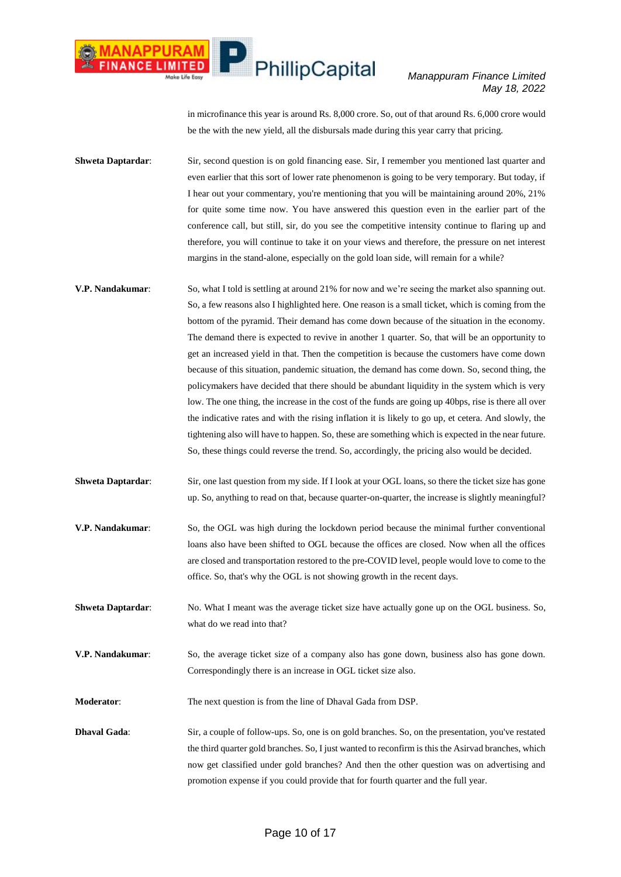in microfinance this year is around Rs. 8,000 crore. So, out of that around Rs. 6,000 crore would be the with the new yield, all the disbursals made during this year carry that pricing.

**Shweta Daptardar**: Sir, second question is on gold financing ease. Sir, I remember you mentioned last quarter and even earlier that this sort of lower rate phenomenon is going to be very temporary. But today, if I hear out your commentary, you're mentioning that you will be maintaining around 20%, 21% for quite some time now. You have answered this question even in the earlier part of the conference call, but still, sir, do you see the competitive intensity continue to flaring up and therefore, you will continue to take it on your views and therefore, the pressure on net interest margins in the stand-alone, especially on the gold loan side, will remain for a while?

**V.P. Nandakumar**: So, what I told is settling at around 21% for now and we're seeing the market also spanning out. So, a few reasons also I highlighted here. One reason is a small ticket, which is coming from the bottom of the pyramid. Their demand has come down because of the situation in the economy. The demand there is expected to revive in another 1 quarter. So, that will be an opportunity to get an increased yield in that. Then the competition is because the customers have come down because of this situation, pandemic situation, the demand has come down. So, second thing, the policymakers have decided that there should be abundant liquidity in the system which is very low. The one thing, the increase in the cost of the funds are going up 40bps, rise is there all over the indicative rates and with the rising inflation it is likely to go up, et cetera. And slowly, the tightening also will have to happen. So, these are something which is expected in the near future. So, these things could reverse the trend. So, accordingly, the pricing also would be decided.

**Shweta Daptardar**: Sir, one last question from my side. If I look at your OGL loans, so there the ticket size has gone up. So, anything to read on that, because quarter-on-quarter, the increase is slightly meaningful?

**V.P. Nandakumar**: So, the OGL was high during the lockdown period because the minimal further conventional loans also have been shifted to OGL because the offices are closed. Now when all the offices are closed and transportation restored to the pre-COVID level, people would love to come to the office. So, that's why the OGL is not showing growth in the recent days.

**Shweta Daptardar**: No. What I meant was the average ticket size have actually gone up on the OGL business. So, what do we read into that?

**V.P. Nandakumar**: So, the average ticket size of a company also has gone down, business also has gone down. Correspondingly there is an increase in OGL ticket size also.

**Moderator**: The next question is from the line of Dhaval Gada from DSP.

**Dhaval Gada**: Sir, a couple of follow-ups. So, one is on gold branches. So, on the presentation, you've restated the third quarter gold branches. So, I just wanted to reconfirm is this the Asirvad branches, which now get classified under gold branches? And then the other question was on advertising and promotion expense if you could provide that for fourth quarter and the full year.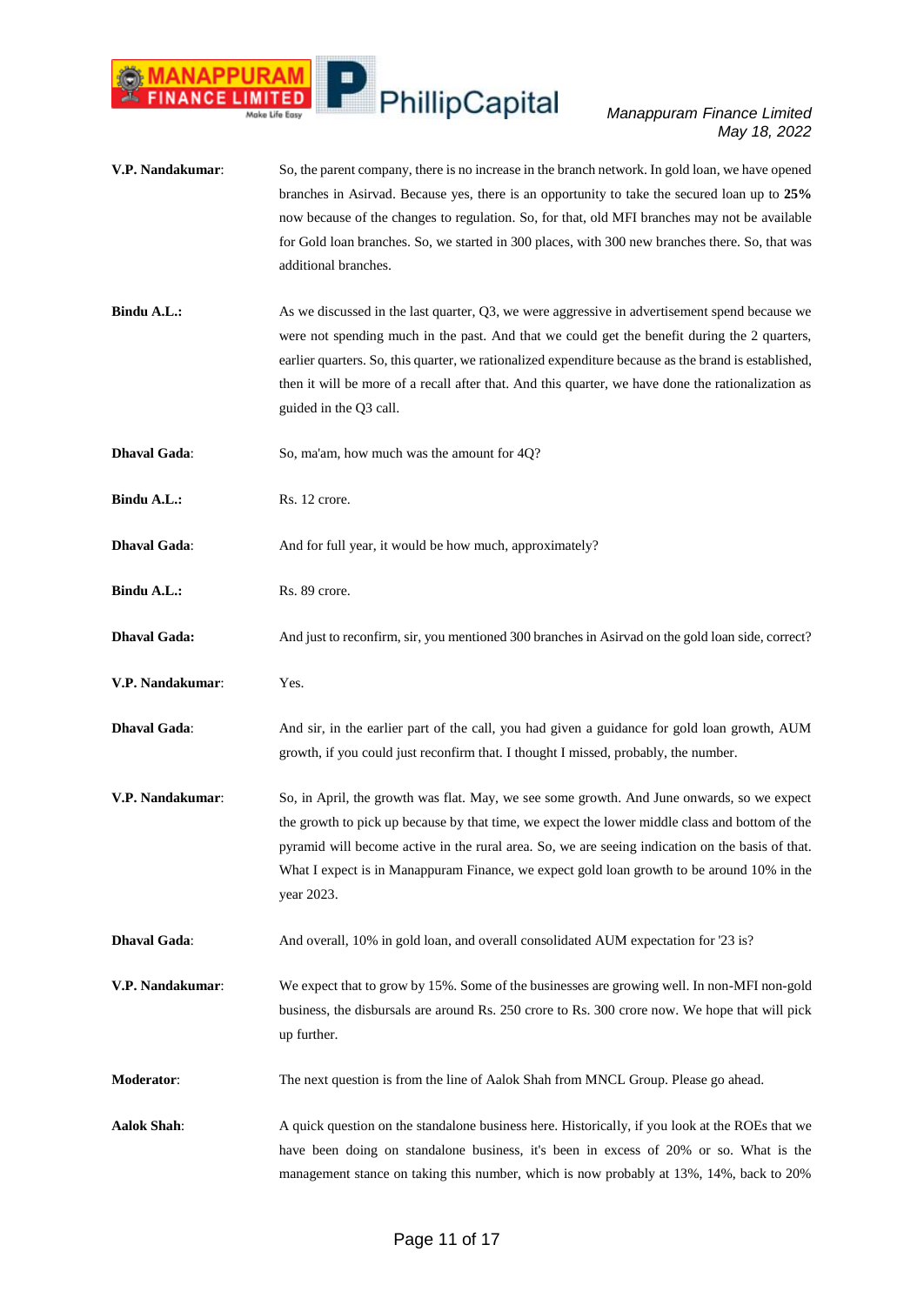**V.P. Nandakumar**: So, the parent company, there is no increase in the branch network. In gold loan, we have opened branches in Asirvad. Because yes, there is an opportunity to take the secured loan up to **25%** now because of the changes to regulation. So, for that, old MFI branches may not be available for Gold loan branches. So, we started in 300 places, with 300 new branches there. So, that was additional branches.

**Bindu A.L.:** As we discussed in the last quarter, Q3, we were aggressive in advertisement spend because we were not spending much in the past. And that we could get the benefit during the 2 quarters, earlier quarters. So, this quarter, we rationalized expenditure because as the brand is established, then it will be more of a recall after that. And this quarter, we have done the rationalization as guided in the Q3 call.

**Dhaval Gada**: So, ma'am, how much was the amount for 4Q?

**Bindu A.L.:** Rs. 12 crore.

**Dhaval Gada**: And for full year, it would be how much, approximately?

**Bindu A.L.:** Rs. 89 crore.

**Dhaval Gada:** And just to reconfirm, sir, you mentioned 300 branches in Asirvad on the gold loan side, correct?

**V.P. Nandakumar**: Yes.

**Dhaval Gada**: And sir, in the earlier part of the call, you had given a guidance for gold loan growth, AUM growth, if you could just reconfirm that. I thought I missed, probably, the number.

**V.P. Nandakumar**: So, in April, the growth was flat. May, we see some growth. And June onwards, so we expect the growth to pick up because by that time, we expect the lower middle class and bottom of the pyramid will become active in the rural area. So, we are seeing indication on the basis of that. What I expect is in Manappuram Finance, we expect gold loan growth to be around 10% in the year 2023.

**Dhaval Gada**: And overall, 10% in gold loan, and overall consolidated AUM expectation for '23 is?

**V.P. Nandakumar**: We expect that to grow by 15%. Some of the businesses are growing well. In non-MFI non-gold business, the disbursals are around Rs. 250 crore to Rs. 300 crore now. We hope that will pick up further.

**Moderator**: The next question is from the line of Aalok Shah from MNCL Group. Please go ahead.

**Aalok Shah**: A quick question on the standalone business here. Historically, if you look at the ROEs that we have been doing on standalone business, it's been in excess of 20% or so. What is the management stance on taking this number, which is now probably at 13%, 14%, back to 20%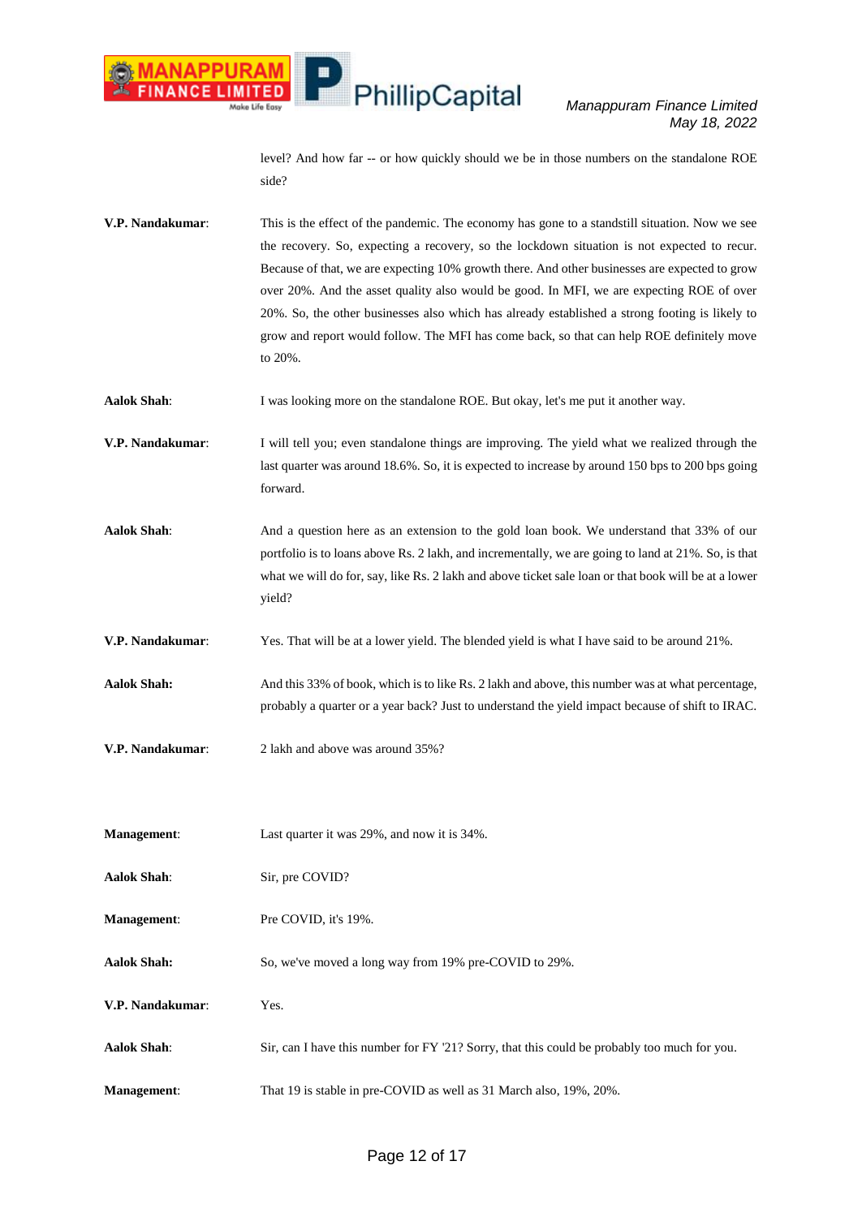level? And how far -- or how quickly should we be in those numbers on the standalone ROE side?

**V.P. Nandakumar**: This is the effect of the pandemic. The economy has gone to a standstill situation. Now we see the recovery. So, expecting a recovery, so the lockdown situation is not expected to recur. Because of that, we are expecting 10% growth there. And other businesses are expected to grow over 20%. And the asset quality also would be good. In MFI, we are expecting ROE of over 20%. So, the other businesses also which has already established a strong footing is likely to grow and report would follow. The MFI has come back, so that can help ROE definitely move to 20%.

**Aalok Shah**: I was looking more on the standalone ROE. But okay, let's me put it another way.

**V.P. Nandakumar**: I will tell you; even standalone things are improving. The yield what we realized through the last quarter was around 18.6%. So, it is expected to increase by around 150 bps to 200 bps going forward.

**Aalok Shah**: And a question here as an extension to the gold loan book. We understand that 33% of our portfolio is to loans above Rs. 2 lakh, and incrementally, we are going to land at 21%. So, is that what we will do for, say, like Rs. 2 lakh and above ticket sale loan or that book will be at a lower yield?

**V.P. Nandakumar**: Yes. That will be at a lower yield. The blended yield is what I have said to be around 21%.

**Aalok Shah:** And this 33% of book, which is to like Rs. 2 lakh and above, this number was at what percentage, probably a quarter or a year back? Just to understand the yield impact because of shift to IRAC.

**V.P. Nandakumar**: 2 lakh and above was around 35%?

**Management**: Last quarter it was 29%, and now it is 34%.

**Aalok Shah**: Sir, pre COVID?

**Management**: Pre COVID, it's 19%.

**Aalok Shah:** So, we've moved a long way from 19% pre-COVID to 29%.

**V.P. Nandakumar**: Yes.

**Aalok Shah**: Sir, can I have this number for FY '21? Sorry, that this could be probably too much for you.

**Management**: That 19 is stable in pre-COVID as well as 31 March also, 19%, 20%.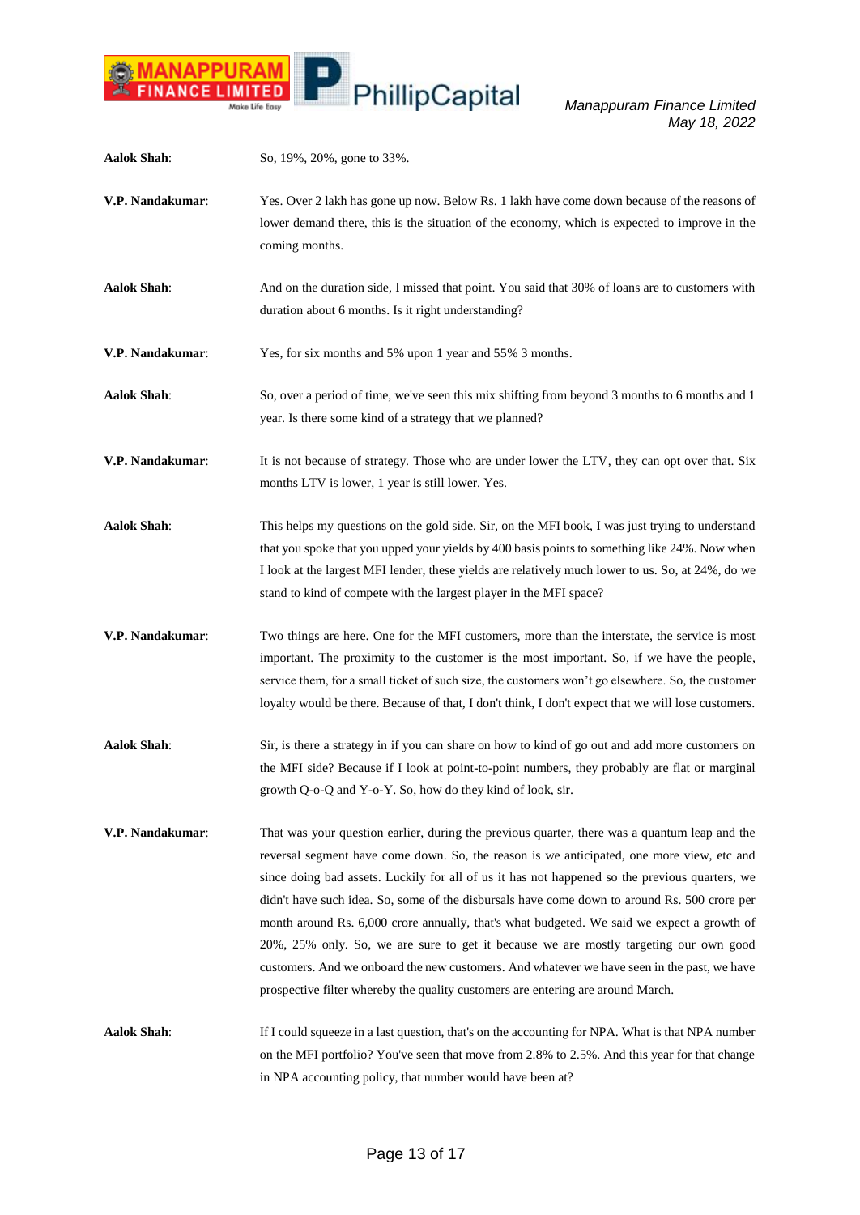**Aalok Shah**: So, 19%, 20%, gone to 33%.

**V.P. Nandakumar**: Yes. Over 2 lakh has gone up now. Below Rs. 1 lakh have come down because of the reasons of lower demand there, this is the situation of the economy, which is expected to improve in the coming months.

**Aalok Shah**: And on the duration side, I missed that point. You said that 30% of loans are to customers with duration about 6 months. Is it right understanding?

**V.P. Nandakumar**: Yes, for six months and 5% upon 1 year and 55% 3 months.

**Aalok Shah**: So, over a period of time, we've seen this mix shifting from beyond 3 months to 6 months and 1 year. Is there some kind of a strategy that we planned?

**V.P. Nandakumar**: It is not because of strategy. Those who are under lower the LTV, they can opt over that. Six months LTV is lower, 1 year is still lower. Yes.

**Aalok Shah**: This helps my questions on the gold side. Sir, on the MFI book, I was just trying to understand that you spoke that you upped your yields by 400 basis points to something like 24%. Now when I look at the largest MFI lender, these yields are relatively much lower to us. So, at 24%, do we stand to kind of compete with the largest player in the MFI space?

**V.P. Nandakumar**: Two things are here. One for the MFI customers, more than the interstate, the service is most important. The proximity to the customer is the most important. So, if we have the people, service them, for a small ticket of such size, the customers won't go elsewhere. So, the customer loyalty would be there. Because of that, I don't think, I don't expect that we will lose customers.

**Aalok Shah**: Sir, is there a strategy in if you can share on how to kind of go out and add more customers on the MFI side? Because if I look at point-to-point numbers, they probably are flat or marginal growth Q-o-Q and Y-o-Y. So, how do they kind of look, sir.

**V.P. Nandakumar**: That was your question earlier, during the previous quarter, there was a quantum leap and the reversal segment have come down. So, the reason is we anticipated, one more view, etc and since doing bad assets. Luckily for all of us it has not happened so the previous quarters, we didn't have such idea. So, some of the disbursals have come down to around Rs. 500 crore per month around Rs. 6,000 crore annually, that's what budgeted. We said we expect a growth of 20%, 25% only. So, we are sure to get it because we are mostly targeting our own good customers. And we onboard the new customers. And whatever we have seen in the past, we have prospective filter whereby the quality customers are entering are around March.

**Aalok Shah**: If I could squeeze in a last question, that's on the accounting for NPA. What is that NPA number on the MFI portfolio? You've seen that move from 2.8% to 2.5%. And this year for that change in NPA accounting policy, that number would have been at?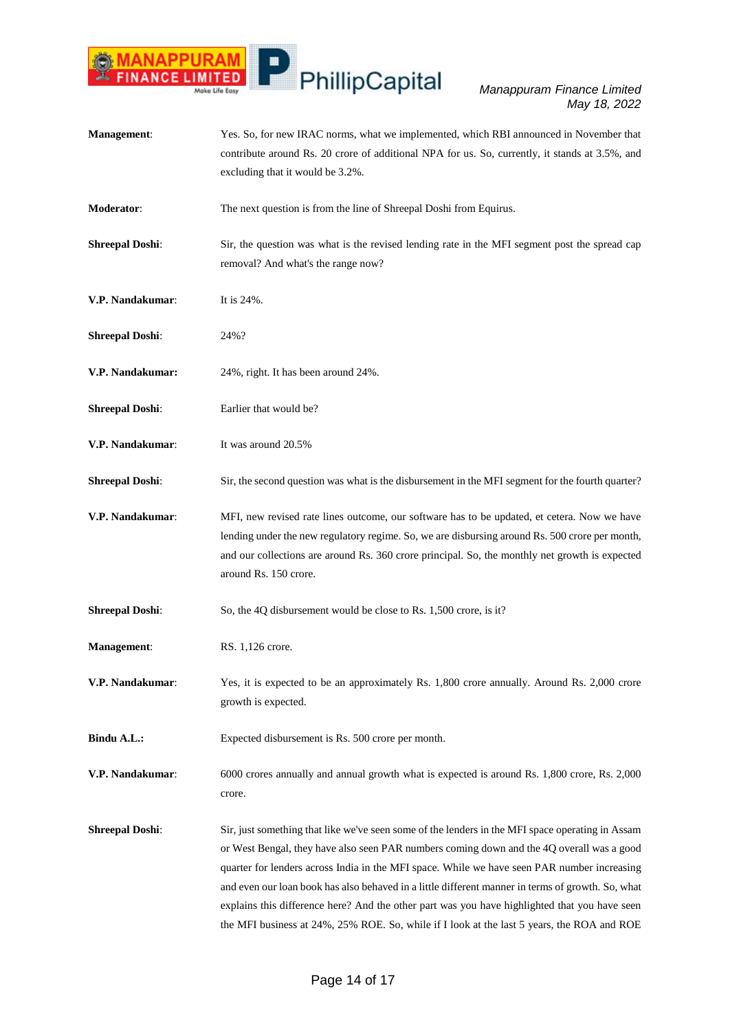**Management**: Yes. So, for new IRAC norms, what we implemented, which RBI announced in November that contribute around Rs. 20 crore of additional NPA for us. So, currently, it stands at 3.5%, and excluding that it would be 3.2%.

**Moderator**: The next question is from the line of Shreepal Doshi from Equirus.

**Shreepal Doshi**: Sir, the question was what is the revised lending rate in the MFI segment post the spread cap removal? And what's the range now?

**V.P. Nandakumar**: It is 24%.

**Shreepal Doshi**: 24%?

**V.P. Nandakumar:** 24%, right. It has been around 24%.

**Shreepal Doshi**: Earlier that would be?

**V.P. Nandakumar**: It was around 20.5%

**Shreepal Doshi**: Sir, the second question was what is the disbursement in the MFI segment for the fourth quarter?

**V.P. Nandakumar**: MFI, new revised rate lines outcome, our software has to be updated, et cetera. Now we have lending under the new regulatory regime. So, we are disbursing around Rs. 500 crore per month, and our collections are around Rs. 360 crore principal. So, the monthly net growth is expected around Rs. 150 crore.

**Shreepal Doshi**: So, the 4Q disbursement would be close to Rs. 1,500 crore, is it?

**Management**: RS. 1,126 crore.

**V.P. Nandakumar**: Yes, it is expected to be an approximately Rs. 1,800 crore annually. Around Rs. 2,000 crore growth is expected.

**Bindu A.L.:** Expected disbursement is Rs. 500 crore per month.

**V.P. Nandakumar**: 6000 crores annually and annual growth what is expected is around Rs. 1,800 crore, Rs. 2,000 crore.

**Shreepal Doshi**: Sir, just something that like we've seen some of the lenders in the MFI space operating in Assam or West Bengal, they have also seen PAR numbers coming down and the 4Q overall was a good quarter for lenders across India in the MFI space. While we have seen PAR number increasing and even our loan book has also behaved in a little different manner in terms of growth. So, what explains this difference here? And the other part was you have highlighted that you have seen the MFI business at 24%, 25% ROE. So, while if I look at the last 5 years, the ROA and ROE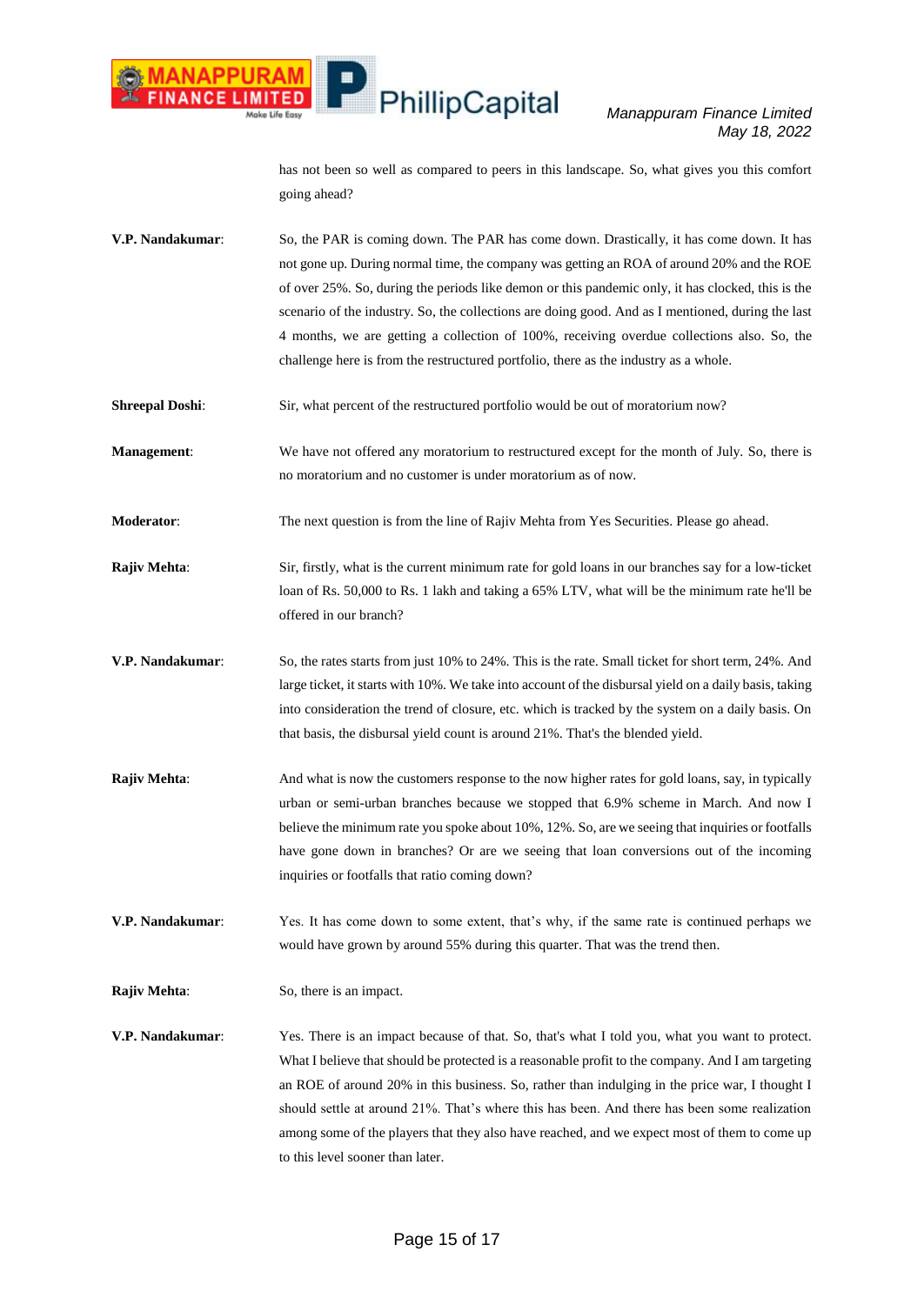has not been so well as compared to peers in this landscape. So, what gives you this comfort going ahead?

**V.P. Nandakumar**: So, the PAR is coming down. The PAR has come down. Drastically, it has come down. It has not gone up. During normal time, the company was getting an ROA of around 20% and the ROE of over 25%. So, during the periods like demon or this pandemic only, it has clocked, this is the scenario of the industry. So, the collections are doing good. And as I mentioned, during the last 4 months, we are getting a collection of 100%, receiving overdue collections also. So, the challenge here is from the restructured portfolio, there as the industry as a whole.

**Shreepal Doshi**: Sir, what percent of the restructured portfolio would be out of moratorium now?

**Management**: We have not offered any moratorium to restructured except for the month of July. So, there is no moratorium and no customer is under moratorium as of now.

**Moderator**: The next question is from the line of Rajiv Mehta from Yes Securities. Please go ahead.

**Rajiv Mehta**: Sir, firstly, what is the current minimum rate for gold loans in our branches say for a low-ticket loan of Rs. 50,000 to Rs. 1 lakh and taking a 65% LTV, what will be the minimum rate he'll be offered in our branch?

**V.P. Nandakumar**: So, the rates starts from just 10% to 24%. This is the rate. Small ticket for short term, 24%. And large ticket, it starts with 10%. We take into account of the disbursal yield on a daily basis, taking into consideration the trend of closure, etc. which is tracked by the system on a daily basis. On that basis, the disbursal yield count is around 21%. That's the blended yield.

**Rajiv Mehta**: And what is now the customers response to the now higher rates for gold loans, say, in typically urban or semi-urban branches because we stopped that 6.9% scheme in March. And now I believe the minimum rate you spoke about 10%, 12%. So, are we seeing that inquiries or footfalls have gone down in branches? Or are we seeing that loan conversions out of the incoming inquiries or footfalls that ratio coming down?

**V.P. Nandakumar**: Yes. It has come down to some extent, that's why, if the same rate is continued perhaps we would have grown by around 55% during this quarter. That was the trend then.

**Rajiv Mehta**: So, there is an impact.

**V.P. Nandakumar**: Yes. There is an impact because of that. So, that's what I told you, what you want to protect. What I believe that should be protected is a reasonable profit to the company. And I am targeting an ROE of around 20% in this business. So, rather than indulging in the price war, I thought I should settle at around 21%. That's where this has been. And there has been some realization among some of the players that they also have reached, and we expect most of them to come up to this level sooner than later.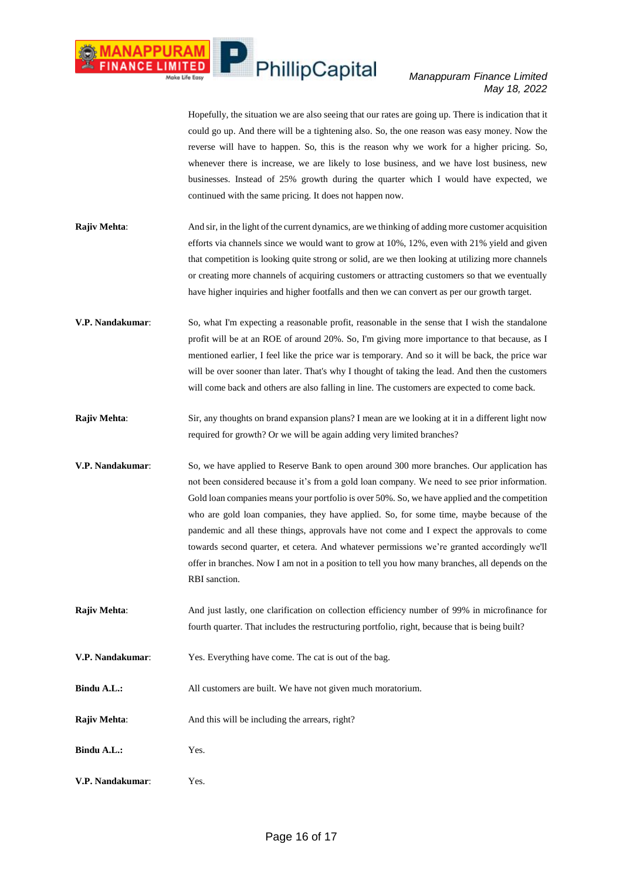Hopefully, the situation we are also seeing that our rates are going up. There is indication that it could go up. And there will be a tightening also. So, the one reason was easy money. Now the reverse will have to happen. So, this is the reason why we work for a higher pricing. So, whenever there is increase, we are likely to lose business, and we have lost business, new businesses. Instead of 25% growth during the quarter which I would have expected, we continued with the same pricing. It does not happen now.

**Rajiv Mehta**: And sir, in the light of the current dynamics, are we thinking of adding more customer acquisition efforts via channels since we would want to grow at 10%, 12%, even with 21% yield and given that competition is looking quite strong or solid, are we then looking at utilizing more channels or creating more channels of acquiring customers or attracting customers so that we eventually have higher inquiries and higher footfalls and then we can convert as per our growth target.

**V.P. Nandakumar**: So, what I'm expecting a reasonable profit, reasonable in the sense that I wish the standalone profit will be at an ROE of around 20%. So, I'm giving more importance to that because, as I mentioned earlier, I feel like the price war is temporary. And so it will be back, the price war will be over sooner than later. That's why I thought of taking the lead. And then the customers will come back and others are also falling in line. The customers are expected to come back.

**Rajiv Mehta**: Sir, any thoughts on brand expansion plans? I mean are we looking at it in a different light now required for growth? Or we will be again adding very limited branches?

**V.P. Nandakumar**: So, we have applied to Reserve Bank to open around 300 more branches. Our application has not been considered because it's from a gold loan company. We need to see prior information. Gold loan companies means your portfolio is over 50%. So, we have applied and the competition who are gold loan companies, they have applied. So, for some time, maybe because of the pandemic and all these things, approvals have not come and I expect the approvals to come towards second quarter, et cetera. And whatever permissions we're granted accordingly we'll offer in branches. Now I am not in a position to tell you how many branches, all depends on the RBI sanction.

**Rajiv Mehta**: And just lastly, one clarification on collection efficiency number of 99% in microfinance for fourth quarter. That includes the restructuring portfolio, right, because that is being built?

**V.P. Nandakumar**: Yes. Everything have come. The cat is out of the bag.

**Bindu A.L.:** All customers are built. We have not given much moratorium.

**Rajiv Mehta**: And this will be including the arrears, right?

**Bindu A.L.:** Yes.

**V.P. Nandakumar**: Yes.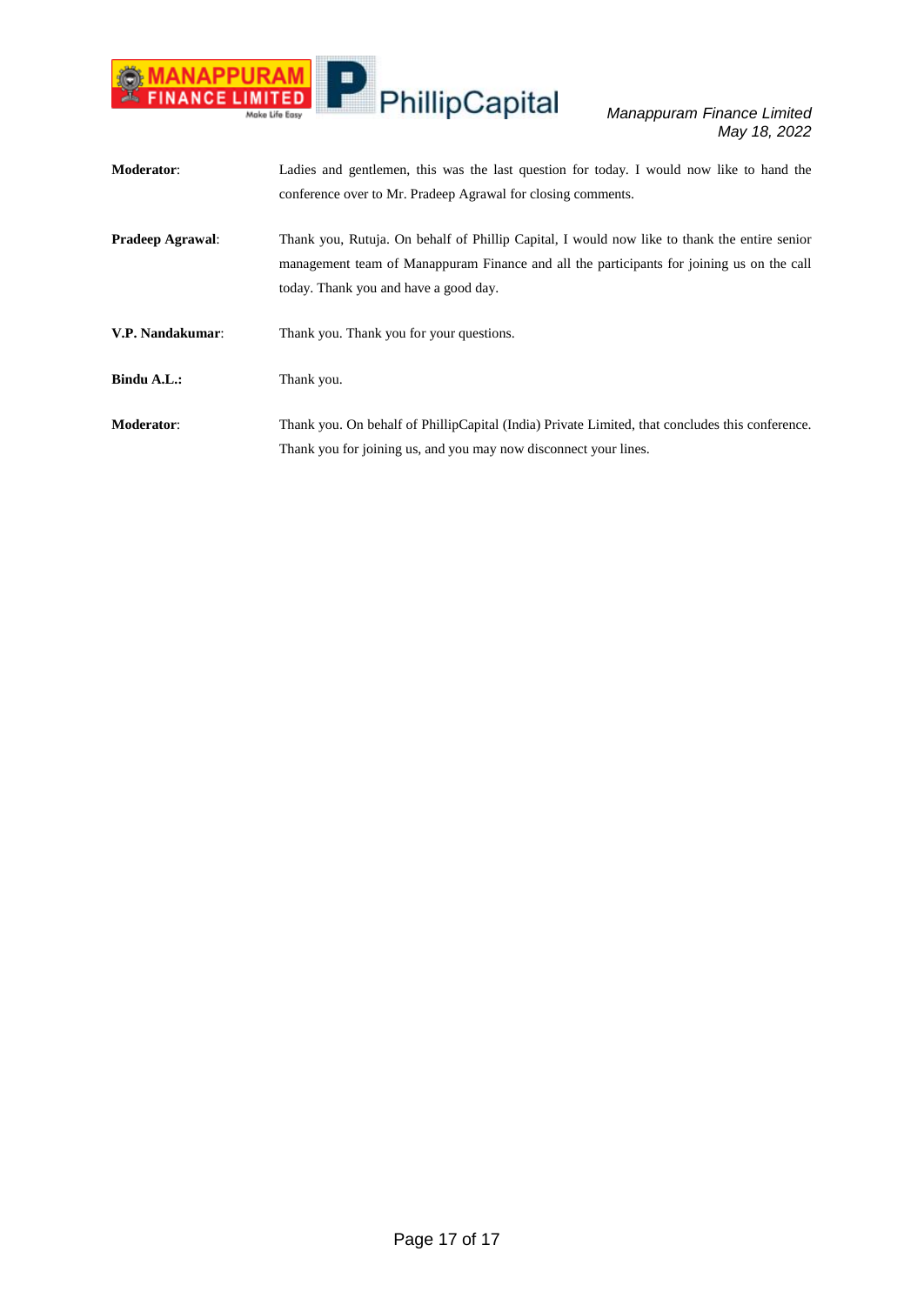**Moderator**: Ladies and gentlemen, this was the last question for today. I would now like to hand the conference over to Mr. Pradeep Agrawal for closing comments.

**Pradeep Agrawal**: Thank you, Rutuja. On behalf of Phillip Capital, I would now like to thank the entire senior management team of Manappuram Finance and all the participants for joining us on the call today. Thank you and have a good day.

**V.P. Nandakumar**: Thank you. Thank you for your questions.

**Bindu A.L.:** Thank you.

**Moderator**: Thank you. On behalf of PhillipCapital (India) Private Limited, that concludes this conference. Thank you for joining us, and you may now disconnect your lines.